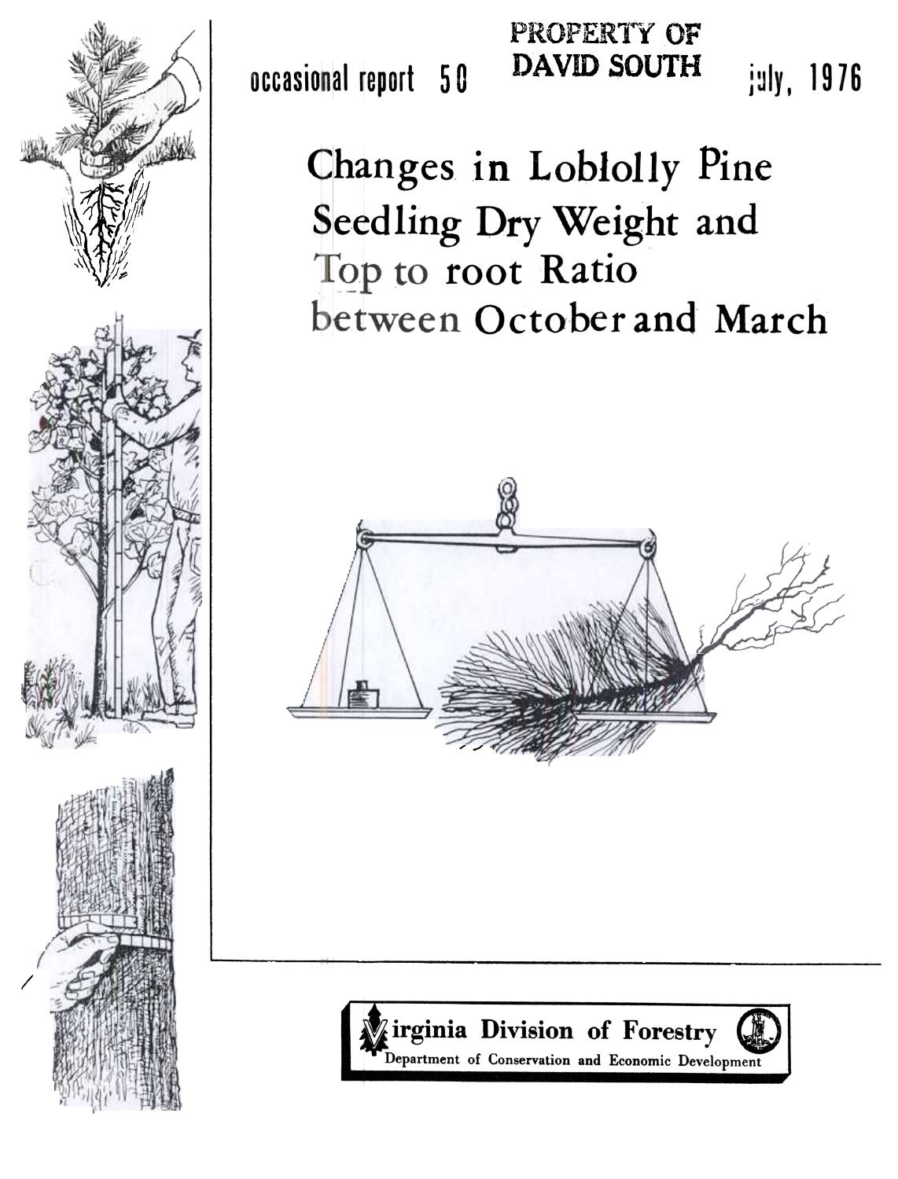PROPERTY OF
DAVID SOUTH

occasional report 50

july, 1976

# Changes in Loblolly Pine Seedling Dry Weight and Top to root Ratio between October and March

Virginia Division of Forestry

Department of Conservation and Economic Development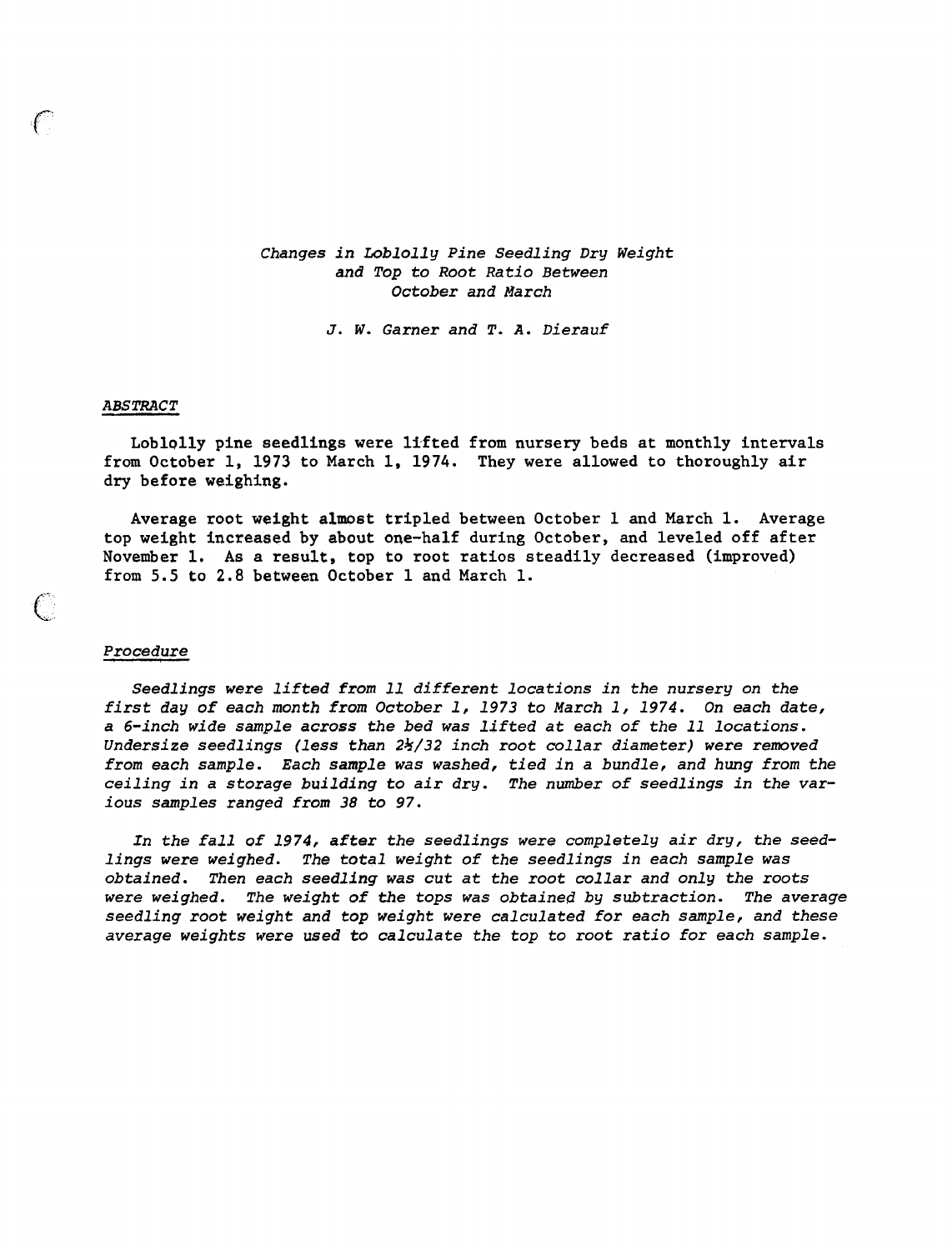*Changes in Loblolly Pine Seedling Dry Weight and Top to Root Ratio Between October and March*

*J. W. Garner and T. A. Dierauf*

### *ABSTRACT*

Loblolly pine seedlings were lifted from nursery beds at monthly intervals from October 1, 1973 to March 1, 1974. They were allowed to thoroughly air dry before weighing.

Average root weight almost tripled between October 1 and March 1. Average top weight increased by about one-half during October, and leveled off after November 1. As a result, top to root ratios steadily decreased (improved) from 5.5 to 2.8 between October 1 and March 1.

### *Procedure*

*Seedlings were lifted from 11 different locations in the nursery on the first day of each month from October 1, 1973 to March 1, 1974. On each date, a 6-inch wide sample across the bed was lifted at each of the 11 locations. Undersize seedlings (less than 2½/32 inch root collar diameter) were removed from each sample. Each sample was washed, tied in a bundle, and hung from the ceiling in a storage building to air dry. The number of seedlings in the various samples ranged from 38 to 97.*

*In the fall of 1974, after the seedlings were completely air dry, the seedlings were weighed. The total weight of the seedlings in each sample was obtained. Then each seedling was cut at the root collar and only the roots were weighed. The weight of the tops was obtained by subtraction. The average seedling root weight and top weight were calculated for each sample, and these average weights were used to calculate the top to root ratio for each sample.*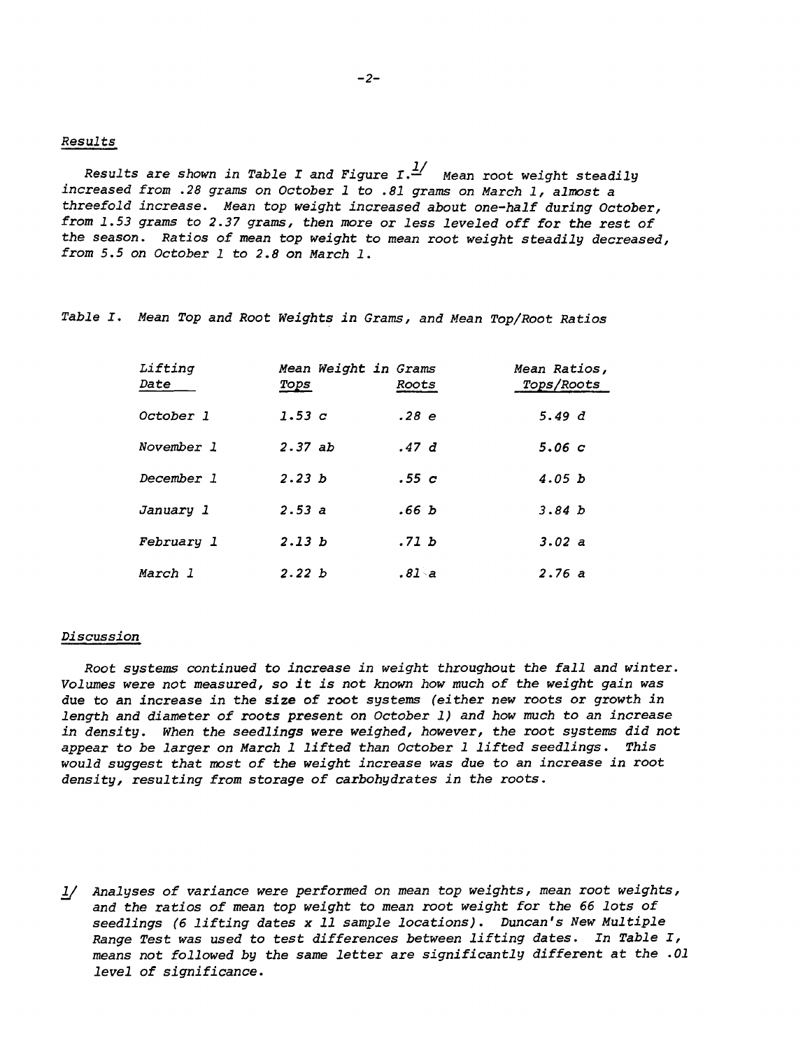## Results

Results are shown in Table I and Figure I.[1] Mean root weight steadily increased from .28 grams on October 1 to .81 grams on March 1, almost a threefold increase. Mean top weight increased about one-half during October, from 1.53 grams to 2.37 grams, then more or less leveled off for the rest of the season. Ratios of mean top weight to mean root weight steadily decreased, from 5.5 on October 1 to 2.8 on March 1.

Table I. Mean Top and Root Weights in Grams, and Mean Top/Root Ratios

| Lifting Date | Mean Weight in Grams | | Mean Ratios, |
|---|---|---|---|
| | Tops | Roots | Tops/Roots |
| October 1 | 1.53 c | .28 e | 5.49 d |
| November 1 | 2.37 ab | .47 d | 5.06 c |
| December 1 | 2.23 b | .55 c | 4.05 b |
| January 1 | 2.53 a | .66 b | 3.84 b |
| February 1 | 2.13 b | .71 b | 3.02 a |
| March 1 | 2.22 b | .81 a | 2.76 a |

## Discussion

Root systems continued to increase in weight throughout the fall and winter. Volumes were not measured, so it is not known how much of the weight gain was due to an increase in the size of root systems (either new roots or growth in length and diameter of roots present on October 1) and how much to an increase in density. When the seedlings were weighed, however, the root systems did not appear to be larger on March 1 lifted than October 1 lifted seedlings. This would suggest that most of the weight increase was due to an increase in root density, resulting from storage of carbohydrates in the roots.

[1] Analyses of variance were performed on mean top weights, mean root weights, and the ratios of mean top weight to mean root weight for the 66 lots of seedlings (6 lifting dates x 11 sample locations). Duncan's New Multiple Range Test was used to test differences between lifting dates. In Table I, means not followed by the same letter are significantly different at the .01 level of significance.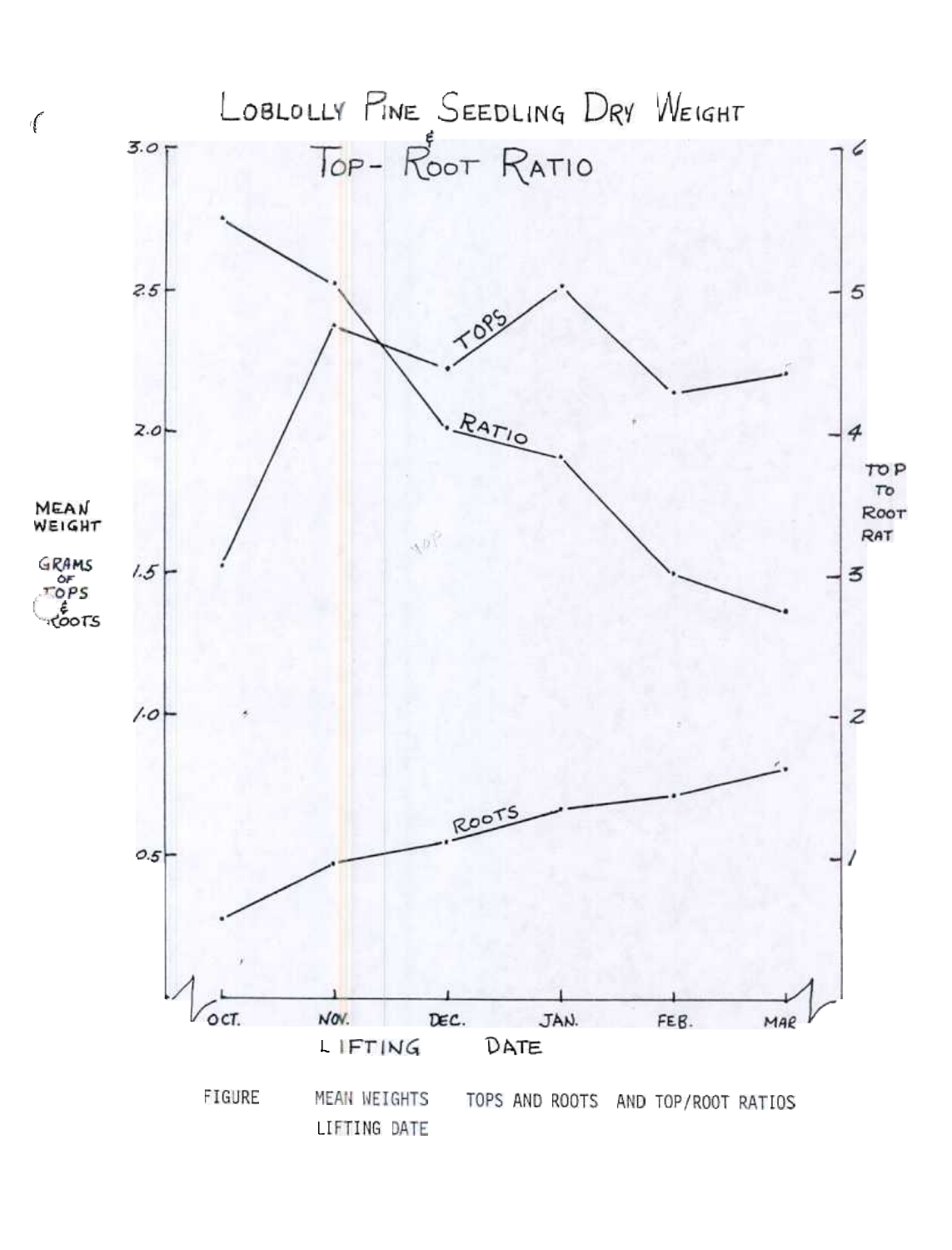LOBLOLLY PINE SEEDLING DRY WEIGHT

&

TOP- ROOT RATIO

MEAN WEIGHT

GRAMS OF TOPS & ROOTS

3.0

2.5

2.0

1.5

1.0

0.5

TOP TO ROOT RAT

6

5

4

3

2

1

TOPS

RATIO

ROOTS

OCT.

NOV.

DEC.

JAN.

FEB.

MAR

LIFTING DATE

FIGURE MEAN WEIGHTS TOPS AND ROOTS AND TOP/ROOT RATIOS LIFTING DATE